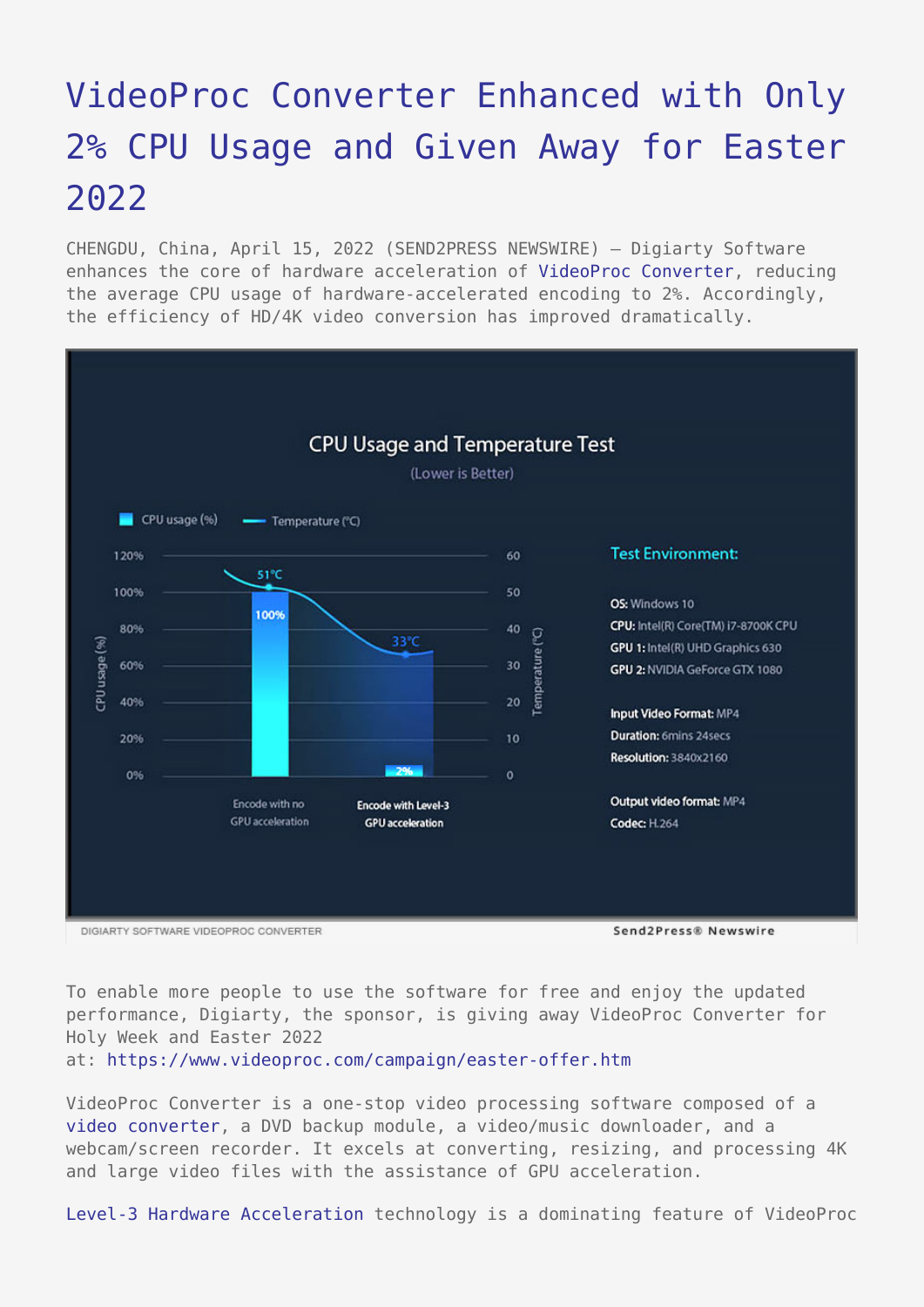# VideoProc Converter Enhanced with Only 2% CPU Usage and Given Away for Easter 2022

CHENGDU, China, April 15, 2022 (SEND2PRESS NEWSWIRE) — Digiarty Software enhances the core of hardware acceleration of VideoProc Converter, reducing the average CPU usage of hardware-accelerated encoding to 2%. Accordingly, the efficiency of HD/4K video conversion has improved dramatically.

DIGIARTY SOFTWARE VIDEOPROC CONVERTER

To enable more people to use the software for free and enjoy the updated performance, Digiarty, the sponsor, is giving away VideoProc Converter for Holy Week and Easter 2022 at: https://www.videoproc.com/campaign/easter-offer.htm

VideoProc Converter is a one-stop video processing software composed of a video converter, a DVD backup module, a video/music downloader, and a webcam/screen recorder. It excels at converting, resizing, and processing 4K and large video files with the assistance of GPU acceleration.

Level-3 Hardware Acceleration technology is a dominating feature of VideoProc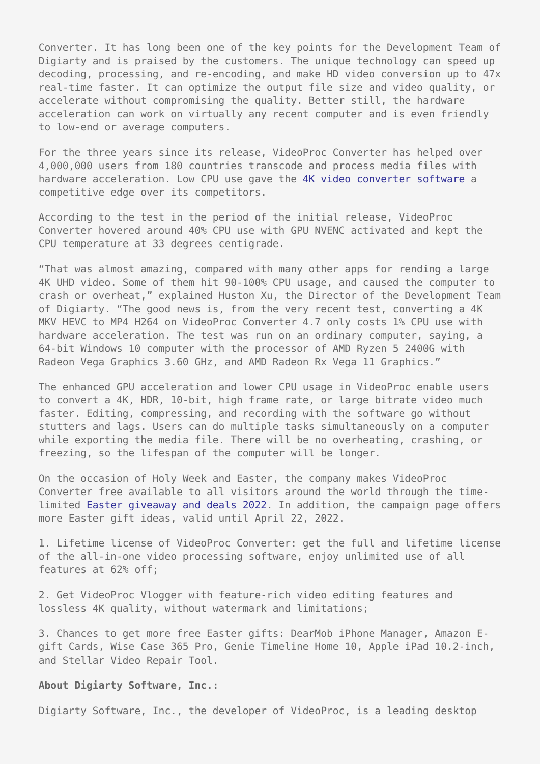Converter. It has long been one of the key points for the Development Team of Digiarty and is praised by the customers. The unique technology can speed up decoding, processing, and re-encoding, and make HD video conversion up to 47x real-time faster. It can optimize the output file size and video quality, or accelerate without compromising the quality. Better still, the hardware acceleration can work on virtually any recent computer and is even friendly to low-end or average computers.

For the three years since its release, VideoProc Converter has helped over 4,000,000 users from 180 countries transcode and process media files with hardware acceleration. Low CPU use gave the 4K video converter software a competitive edge over its competitors.

According to the test in the period of the initial release, VideoProc Converter hovered around 40% CPU use with GPU NVENC activated and kept the CPU temperature at 33 degrees centigrade.

"That was almost amazing, compared with many other apps for rending a large 4K UHD video. Some of them hit 90-100% CPU usage, and caused the computer to crash or overheat," explained Huston Xu, the Director of the Development Team of Digiarty. "The good news is, from the very recent test, converting a 4K MKV HEVC to MP4 H264 on VideoProc Converter 4.7 only costs 1% CPU use with hardware acceleration. The test was run on an ordinary computer, saying, a 64-bit Windows 10 computer with the processor of AMD Ryzen 5 2400G with Radeon Vega Graphics 3.60 GHz, and AMD Radeon Rx Vega 11 Graphics."

The enhanced GPU acceleration and lower CPU usage in VideoProc enable users to convert a 4K, HDR, 10-bit, high frame rate, or large bitrate video much faster. Editing, compressing, and recording with the software go without stutters and lags. Users can do multiple tasks simultaneously on a computer while exporting the media file. There will be no overheating, crashing, or freezing, so the lifespan of the computer will be longer.

On the occasion of Holy Week and Easter, the company makes VideoProc Converter free available to all visitors around the world through the time-limited Easter giveaway and deals 2022. In addition, the campaign page offers more Easter gift ideas, valid until April 22, 2022.

1. Lifetime license of VideoProc Converter: get the full and lifetime license of the all-in-one video processing software, enjoy unlimited use of all features at 62% off;

2. Get VideoProc Vlogger with feature-rich video editing features and lossless 4K quality, without watermark and limitations;

3. Chances to get more free Easter gifts: DearMob iPhone Manager, Amazon E-gift Cards, Wise Case 365 Pro, Genie Timeline Home 10, Apple iPad 10.2-inch, and Stellar Video Repair Tool.

**About Digiarty Software, Inc.:**

Digiarty Software, Inc., the developer of VideoProc, is a leading desktop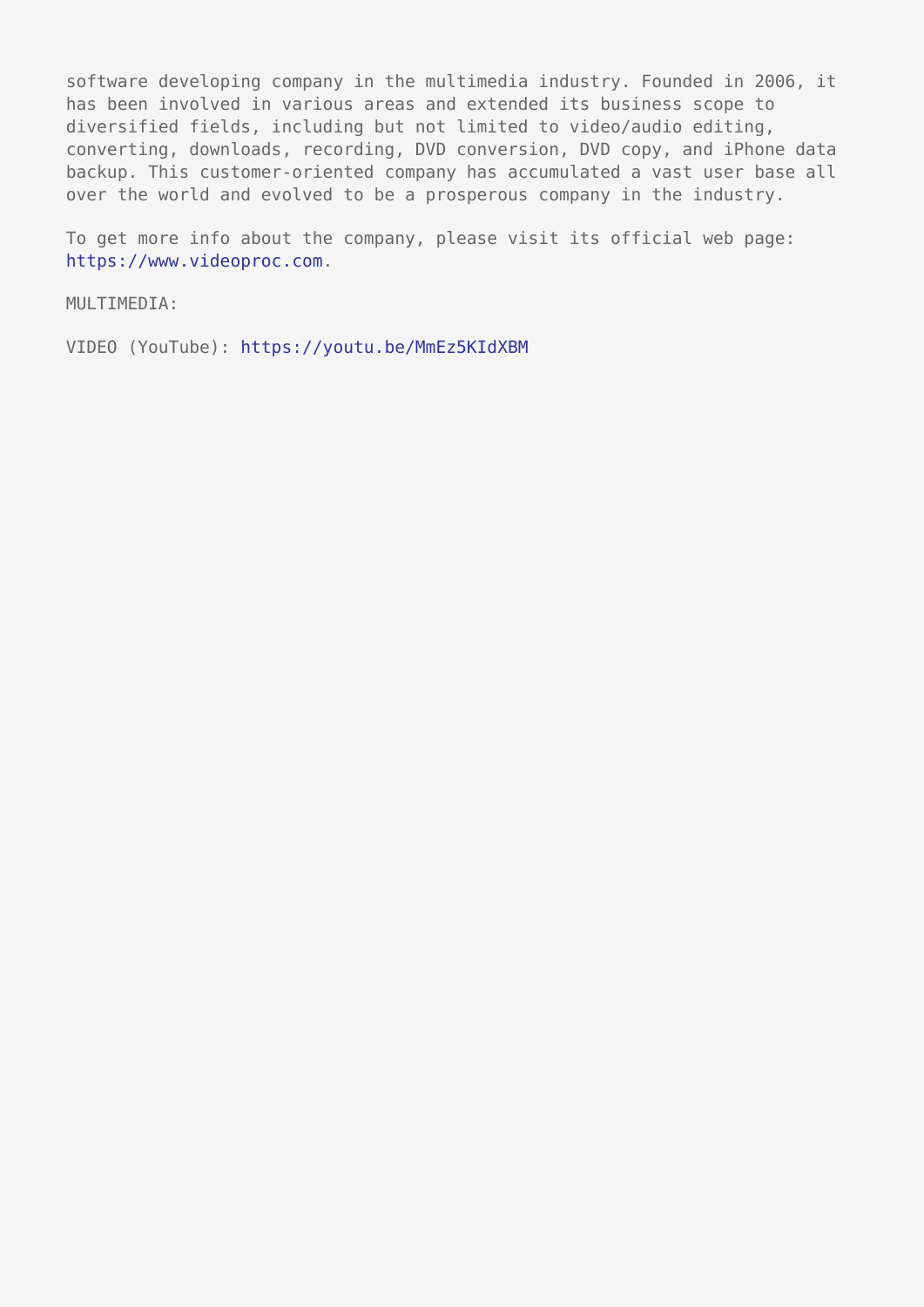software developing company in the multimedia industry. Founded in 2006, it has been involved in various areas and extended its business scope to diversified fields, including but not limited to video/audio editing, converting, downloads, recording, DVD conversion, DVD copy, and iPhone data backup. This customer-oriented company has accumulated a vast user base all over the world and evolved to be a prosperous company in the industry.

To get more info about the company, please visit its official web page: https://www.videoproc.com.

MULTIMEDIA:

VIDEO (YouTube): https://youtu.be/MmEz5KIdXBM